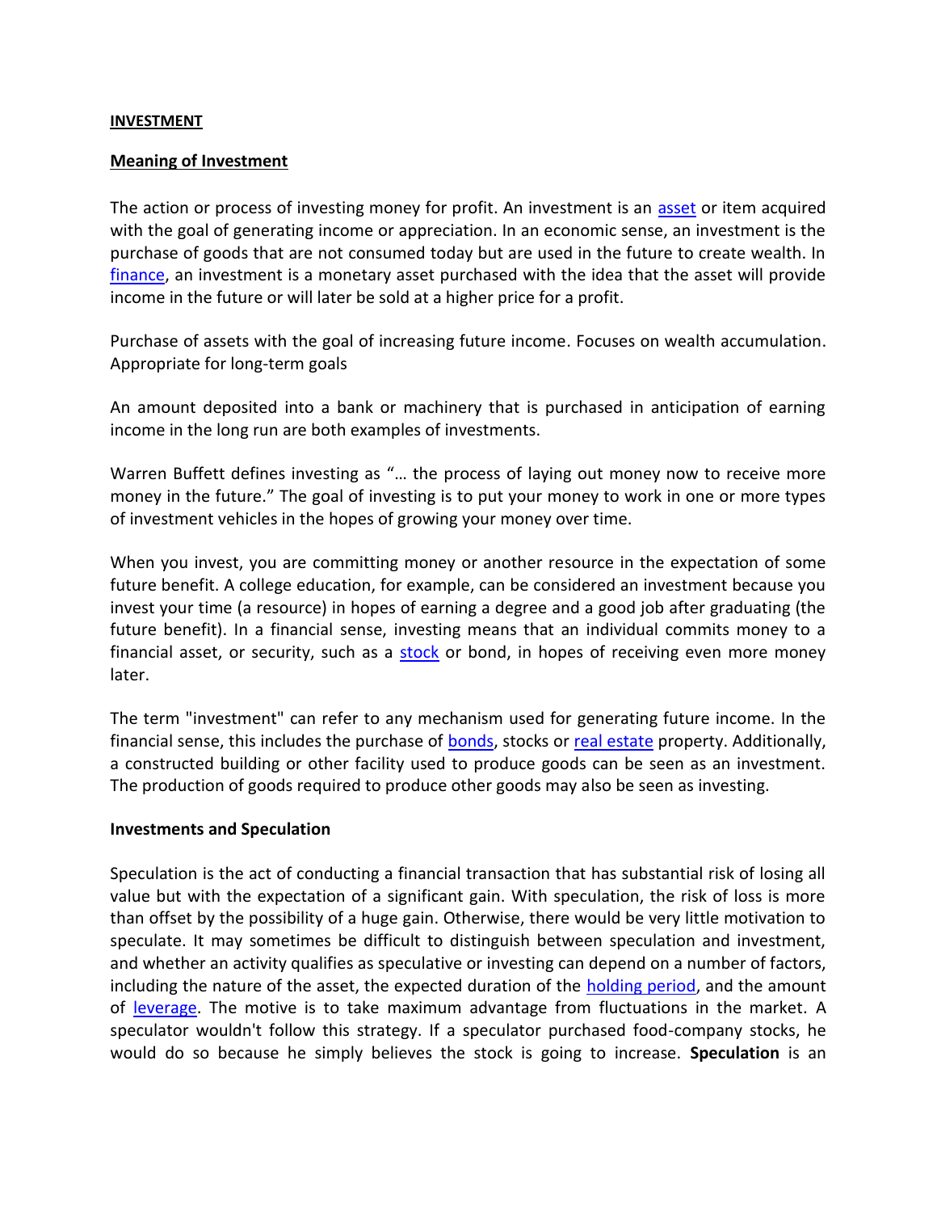**INVESTMENT**

**Meaning of Investment**

The action or process of investing money for profit. An investment is an asset or item acquired with the goal of generating income or appreciation. In an economic sense, an investment is the purchase of goods that are not consumed today but are used in the future to create wealth. In finance, an investment is a monetary asset purchased with the idea that the asset will provide income in the future or will later be sold at a higher price for a profit.

Purchase of assets with the goal of increasing future income. Focuses on wealth accumulation. Appropriate for long-term goals

An amount deposited into a bank or machinery that is purchased in anticipation of earning income in the long run are both examples of investments.

Warren Buffett defines investing as "… the process of laying out money now to receive more money in the future." The goal of investing is to put your money to work in one or more types of investment vehicles in the hopes of growing your money over time.

When you invest, you are committing money or another resource in the expectation of some future benefit. A college education, for example, can be considered an investment because you invest your time (a resource) in hopes of earning a degree and a good job after graduating (the future benefit). In a financial sense, investing means that an individual commits money to a financial asset, or security, such as a stock or bond, in hopes of receiving even more money later.

The term "investment" can refer to any mechanism used for generating future income. In the financial sense, this includes the purchase of bonds, stocks or real estate property. Additionally, a constructed building or other facility used to produce goods can be seen as an investment. The production of goods required to produce other goods may also be seen as investing.

**Investments and Speculation**

Speculation is the act of conducting a financial transaction that has substantial risk of losing all value but with the expectation of a significant gain. With speculation, the risk of loss is more than offset by the possibility of a huge gain. Otherwise, there would be very little motivation to speculate. It may sometimes be difficult to distinguish between speculation and investment, and whether an activity qualifies as speculative or investing can depend on a number of factors, including the nature of the asset, the expected duration of the holding period, and the amount of leverage. The motive is to take maximum advantage from fluctuations in the market. A speculator wouldn't follow this strategy. If a speculator purchased food-company stocks, he would do so because he simply believes the stock is going to increase. **Speculation** is an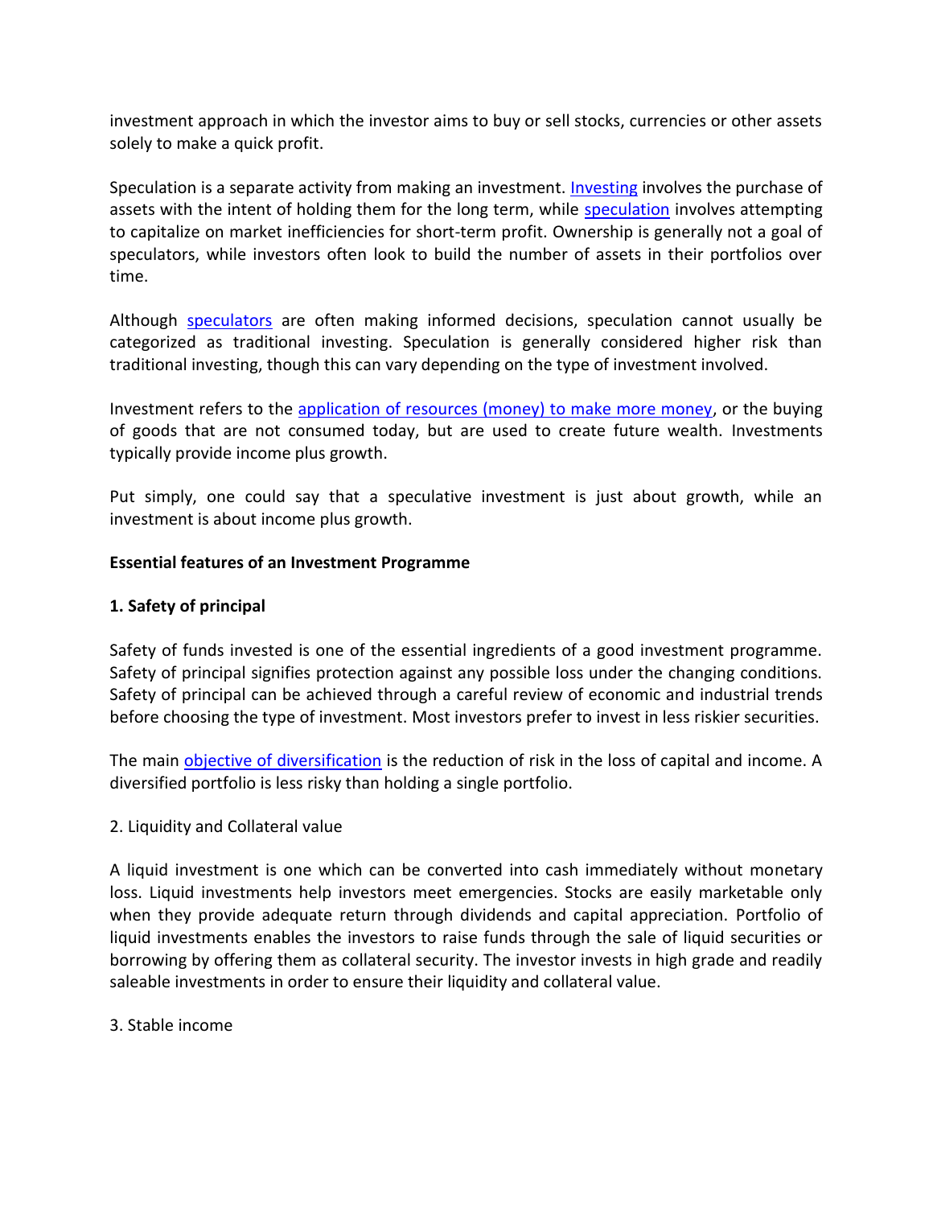investment approach in which the investor aims to buy or sell stocks, currencies or other assets solely to make a quick profit.

Speculation is a separate activity from making an investment. [Investing](#) involves the purchase of assets with the intent of holding them for the long term, while [speculation](#) involves attempting to capitalize on market inefficiencies for short-term profit. Ownership is generally not a goal of speculators, while investors often look to build the number of assets in their portfolios over time.

Although [speculators](#) are often making informed decisions, speculation cannot usually be categorized as traditional investing. Speculation is generally considered higher risk than traditional investing, though this can vary depending on the type of investment involved.

Investment refers to the [application of resources (money) to make more money](#), or the buying of goods that are not consumed today, but are used to create future wealth. Investments typically provide income plus growth.

Put simply, one could say that a speculative investment is just about growth, while an investment is about income plus growth.

**Essential features of an Investment Programme**

**1. Safety of principal**

Safety of funds invested is one of the essential ingredients of a good investment programme. Safety of principal signifies protection against any possible loss under the changing conditions. Safety of principal can be achieved through a careful review of economic and industrial trends before choosing the type of investment. Most investors prefer to invest in less riskier securities.

The main [objective of diversification](#) is the reduction of risk in the loss of capital and income. A diversified portfolio is less risky than holding a single portfolio.

2. Liquidity and Collateral value

A liquid investment is one which can be converted into cash immediately without monetary loss. Liquid investments help investors meet emergencies. Stocks are easily marketable only when they provide adequate return through dividends and capital appreciation. Portfolio of liquid investments enables the investors to raise funds through the sale of liquid securities or borrowing by offering them as collateral security. The investor invests in high grade and readily saleable investments in order to ensure their liquidity and collateral value.

3. Stable income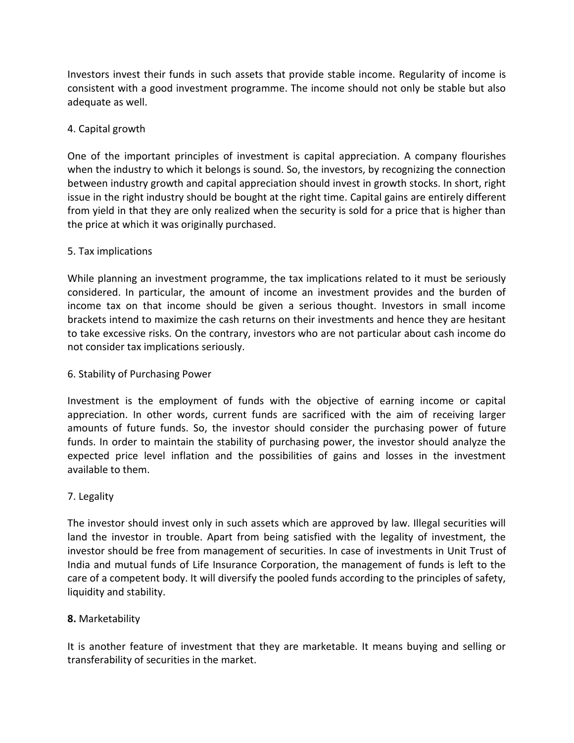Investors invest their funds in such assets that provide stable income. Regularity of income is consistent with a good investment programme. The income should not only be stable but also adequate as well.

4. Capital growth

One of the important principles of investment is capital appreciation. A company flourishes when the industry to which it belongs is sound. So, the investors, by recognizing the connection between industry growth and capital appreciation should invest in growth stocks. In short, right issue in the right industry should be bought at the right time. Capital gains are entirely different from yield in that they are only realized when the security is sold for a price that is higher than the price at which it was originally purchased.

5. Tax implications

While planning an investment programme, the tax implications related to it must be seriously considered. In particular, the amount of income an investment provides and the burden of income tax on that income should be given a serious thought. Investors in small income brackets intend to maximize the cash returns on their investments and hence they are hesitant to take excessive risks. On the contrary, investors who are not particular about cash income do not consider tax implications seriously.

6. Stability of Purchasing Power

Investment is the employment of funds with the objective of earning income or capital appreciation. In other words, current funds are sacrificed with the aim of receiving larger amounts of future funds. So, the investor should consider the purchasing power of future funds. In order to maintain the stability of purchasing power, the investor should analyze the expected price level inflation and the possibilities of gains and losses in the investment available to them.

7. Legality

The investor should invest only in such assets which are approved by law. Illegal securities will land the investor in trouble. Apart from being satisfied with the legality of investment, the investor should be free from management of securities. In case of investments in Unit Trust of India and mutual funds of Life Insurance Corporation, the management of funds is left to the care of a competent body. It will diversify the pooled funds according to the principles of safety, liquidity and stability.

**8.** Marketability

It is another feature of investment that they are marketable. It means buying and selling or transferability of securities in the market.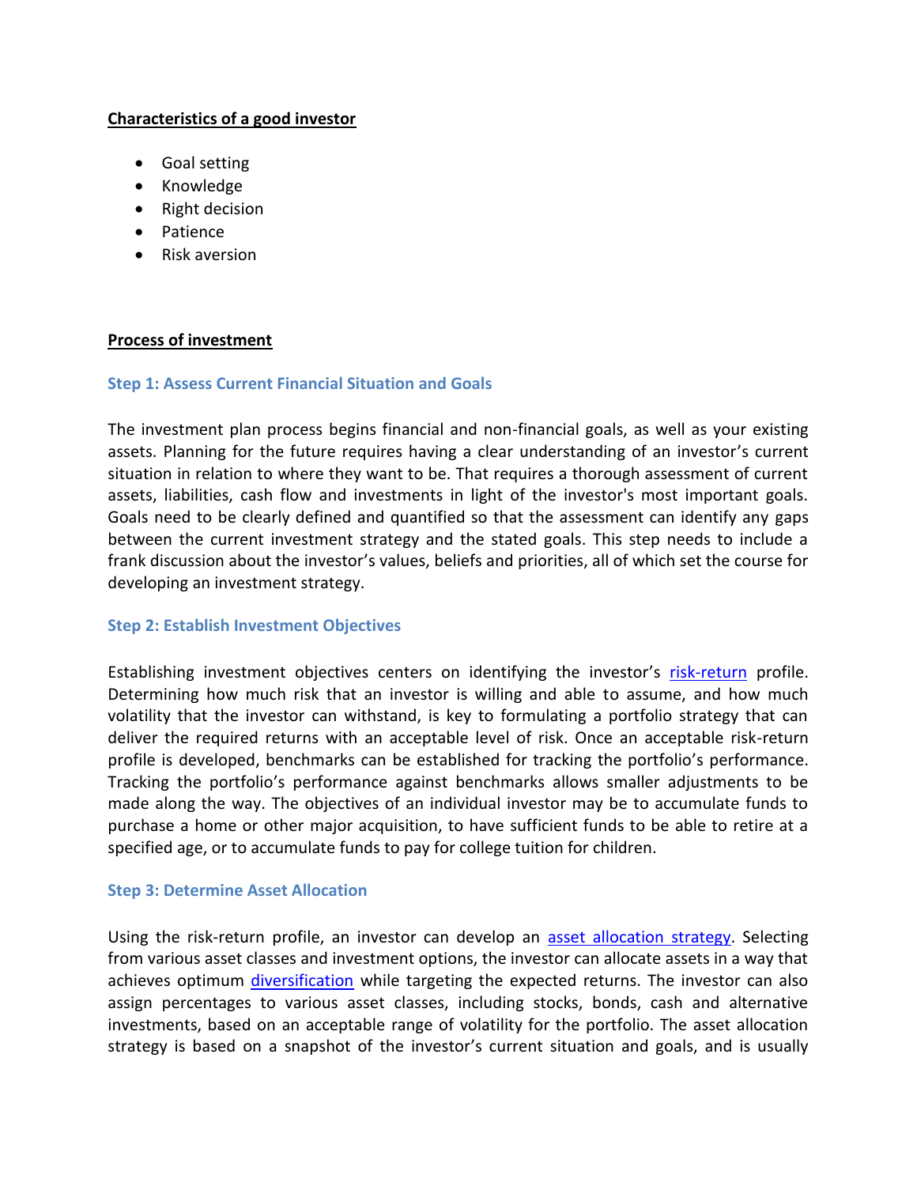**Characteristics of a good investor**

- Goal setting
- Knowledge
- Right decision
- Patience
- Risk aversion

**Process of investment**

### Step 1: Assess Current Financial Situation and Goals

The investment plan process begins financial and non-financial goals, as well as your existing assets. Planning for the future requires having a clear understanding of an investor's current situation in relation to where they want to be. That requires a thorough assessment of current assets, liabilities, cash flow and investments in light of the investor's most important goals. Goals need to be clearly defined and quantified so that the assessment can identify any gaps between the current investment strategy and the stated goals. This step needs to include a frank discussion about the investor's values, beliefs and priorities, all of which set the course for developing an investment strategy.

### Step 2: Establish Investment Objectives

Establishing investment objectives centers on identifying the investor's risk-return profile. Determining how much risk that an investor is willing and able to assume, and how much volatility that the investor can withstand, is key to formulating a portfolio strategy that can deliver the required returns with an acceptable level of risk. Once an acceptable risk-return profile is developed, benchmarks can be established for tracking the portfolio's performance. Tracking the portfolio's performance against benchmarks allows smaller adjustments to be made along the way. The objectives of an individual investor may be to accumulate funds to purchase a home or other major acquisition, to have sufficient funds to be able to retire at a specified age, or to accumulate funds to pay for college tuition for children.

### Step 3: Determine Asset Allocation

Using the risk-return profile, an investor can develop an asset allocation strategy. Selecting from various asset classes and investment options, the investor can allocate assets in a way that achieves optimum diversification while targeting the expected returns. The investor can also assign percentages to various asset classes, including stocks, bonds, cash and alternative investments, based on an acceptable range of volatility for the portfolio. The asset allocation strategy is based on a snapshot of the investor's current situation and goals, and is usually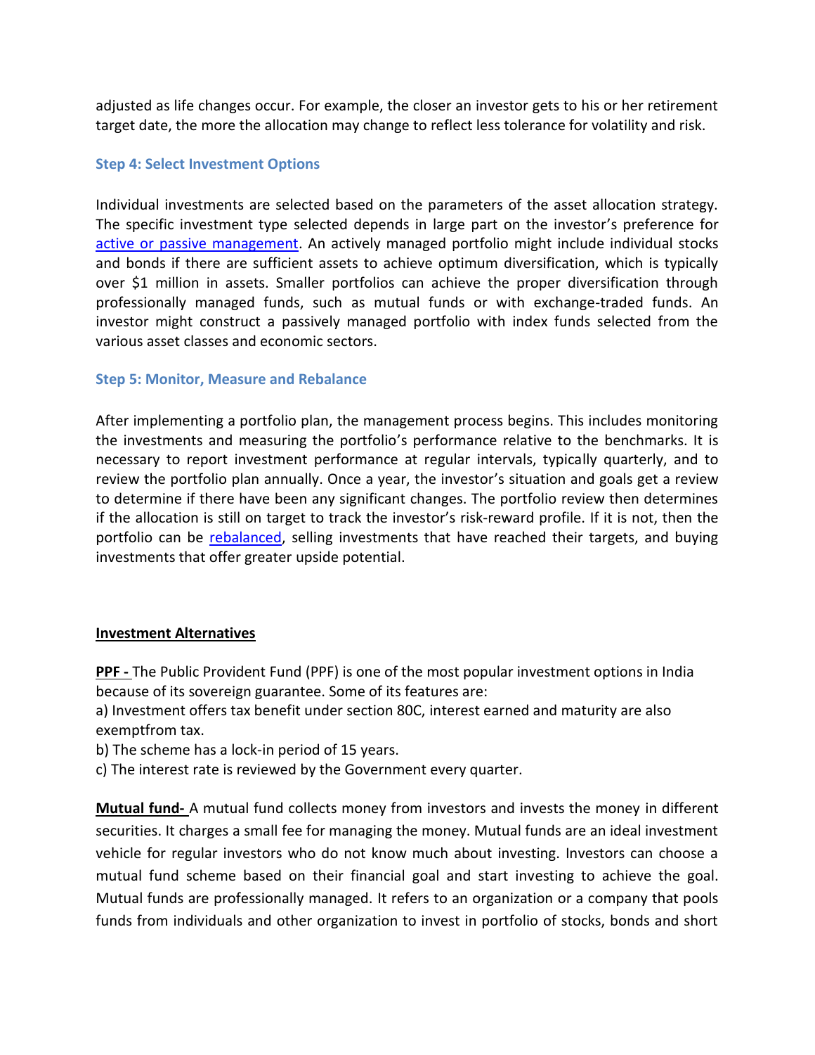adjusted as life changes occur. For example, the closer an investor gets to his or her retirement target date, the more the allocation may change to reflect less tolerance for volatility and risk.

### Step 4: Select Investment Options

Individual investments are selected based on the parameters of the asset allocation strategy. The specific investment type selected depends in large part on the investor's preference for active or passive management. An actively managed portfolio might include individual stocks and bonds if there are sufficient assets to achieve optimum diversification, which is typically over $1 million in assets. Smaller portfolios can achieve the proper diversification through professionally managed funds, such as mutual funds or with exchange-traded funds. An investor might construct a passively managed portfolio with index funds selected from the various asset classes and economic sectors.

### Step 5: Monitor, Measure and Rebalance

After implementing a portfolio plan, the management process begins. This includes monitoring the investments and measuring the portfolio's performance relative to the benchmarks. It is necessary to report investment performance at regular intervals, typically quarterly, and to review the portfolio plan annually. Once a year, the investor's situation and goals get a review to determine if there have been any significant changes. The portfolio review then determines if the allocation is still on target to track the investor's risk-reward profile. If it is not, then the portfolio can be rebalanced, selling investments that have reached their targets, and buying investments that offer greater upside potential.

## Investment Alternatives

**PPF -** The Public Provident Fund (PPF) is one of the most popular investment options in India because of its sovereign guarantee. Some of its features are:

a) Investment offers tax benefit under section 80C, interest earned and maturity are also exemptfrom tax.

b) The scheme has a lock-in period of 15 years.

c) The interest rate is reviewed by the Government every quarter.

**Mutual fund-** A mutual fund collects money from investors and invests the money in different securities. It charges a small fee for managing the money. Mutual funds are an ideal investment vehicle for regular investors who do not know much about investing. Investors can choose a mutual fund scheme based on their financial goal and start investing to achieve the goal. Mutual funds are professionally managed. It refers to an organization or a company that pools funds from individuals and other organization to invest in portfolio of stocks, bonds and short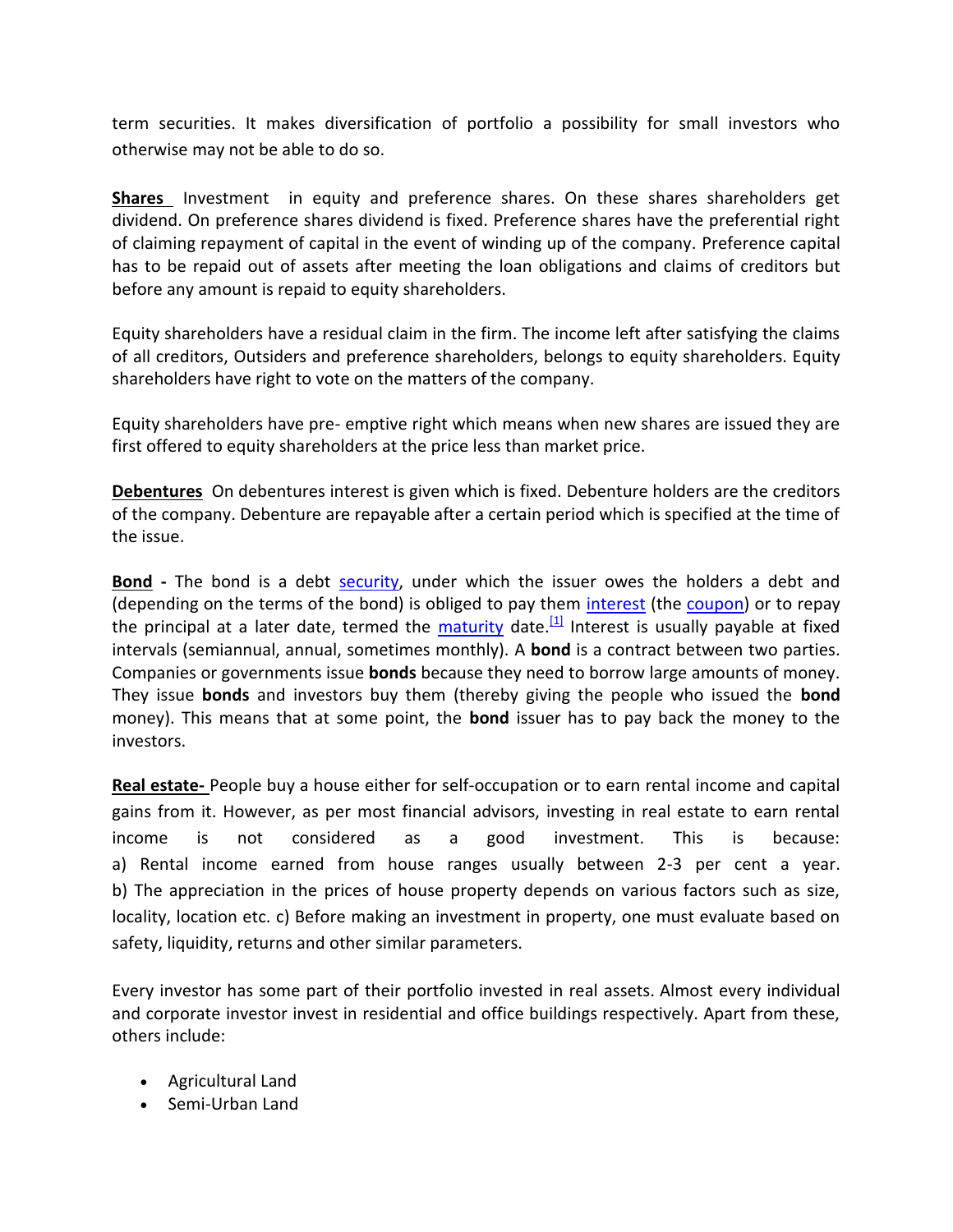term securities. It makes diversification of portfolio a possibility for small investors who otherwise may not be able to do so.

**Shares** Investment in equity and preference shares. On these shares shareholders get dividend. On preference shares dividend is fixed. Preference shares have the preferential right of claiming repayment of capital in the event of winding up of the company. Preference capital has to be repaid out of assets after meeting the loan obligations and claims of creditors but before any amount is repaid to equity shareholders.

Equity shareholders have a residual claim in the firm. The income left after satisfying the claims of all creditors, Outsiders and preference shareholders, belongs to equity shareholders. Equity shareholders have right to vote on the matters of the company.

Equity shareholders have pre- emptive right which means when new shares are issued they are first offered to equity shareholders at the price less than market price.

**Debentures** On debentures interest is given which is fixed. Debenture holders are the creditors of the company. Debenture are repayable after a certain period which is specified at the time of the issue.

**Bond -** The bond is a debt security, under which the issuer owes the holders a debt and (depending on the terms of the bond) is obliged to pay them interest (the coupon) or to repay the principal at a later date, termed the maturity date.[1] Interest is usually payable at fixed intervals (semiannual, annual, sometimes monthly). A **bond** is a contract between two parties. Companies or governments issue **bonds** because they need to borrow large amounts of money. They issue **bonds** and investors buy them (thereby giving the people who issued the **bond** money). This means that at some point, the **bond** issuer has to pay back the money to the investors.

**Real estate-** People buy a house either for self-occupation or to earn rental income and capital gains from it. However, as per most financial advisors, investing in real estate to earn rental income is not considered as a good investment. This is because:
a) Rental income earned from house ranges usually between 2-3 per cent a year.
b) The appreciation in the prices of house property depends on various factors such as size, locality, location etc. c) Before making an investment in property, one must evaluate based on safety, liquidity, returns and other similar parameters.

Every investor has some part of their portfolio invested in real assets. Almost every individual and corporate investor invest in residential and office buildings respectively. Apart from these, others include:

- Agricultural Land
- Semi-Urban Land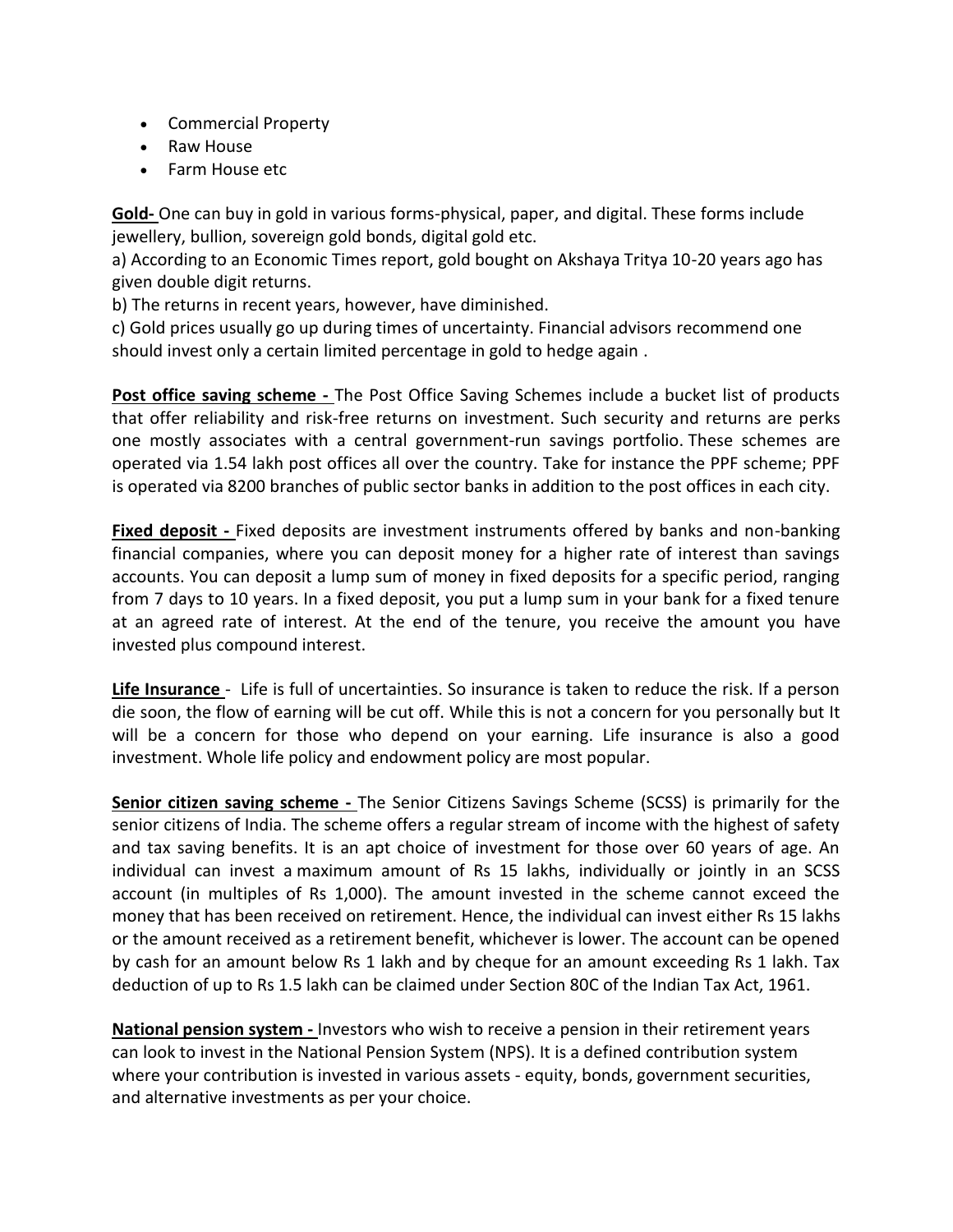- Commercial Property
- Raw House
- Farm House etc

**Gold-** One can buy in gold in various forms-physical, paper, and digital. These forms include jewellery, bullion, sovereign gold bonds, digital gold etc.

a) According to an Economic Times report, gold bought on Akshaya Tritya 10-20 years ago has given double digit returns.

b) The returns in recent years, however, have diminished.

c) Gold prices usually go up during times of uncertainty. Financial advisors recommend one should invest only a certain limited percentage in gold to hedge again .

**Post office saving scheme -** The Post Office Saving Schemes include a bucket list of products that offer reliability and risk-free returns on investment. Such security and returns are perks one mostly associates with a central government-run savings portfolio. These schemes are operated via 1.54 lakh post offices all over the country. Take for instance the PPF scheme; PPF is operated via 8200 branches of public sector banks in addition to the post offices in each city.

**Fixed deposit -** Fixed deposits are investment instruments offered by banks and non-banking financial companies, where you can deposit money for a higher rate of interest than savings accounts. You can deposit a lump sum of money in fixed deposits for a specific period, ranging from 7 days to 10 years. In a fixed deposit, you put a lump sum in your bank for a fixed tenure at an agreed rate of interest. At the end of the tenure, you receive the amount you have invested plus compound interest.

**Life Insurance** - Life is full of uncertainties. So insurance is taken to reduce the risk. If a person die soon, the flow of earning will be cut off. While this is not a concern for you personally but It will be a concern for those who depend on your earning. Life insurance is also a good investment. Whole life policy and endowment policy are most popular.

**Senior citizen saving scheme -** The Senior Citizens Savings Scheme (SCSS) is primarily for the senior citizens of India. The scheme offers a regular stream of income with the highest of safety and tax saving benefits. It is an apt choice of investment for those over 60 years of age. An individual can invest a maximum amount of Rs 15 lakhs, individually or jointly in an SCSS account (in multiples of Rs 1,000). The amount invested in the scheme cannot exceed the money that has been received on retirement. Hence, the individual can invest either Rs 15 lakhs or the amount received as a retirement benefit, whichever is lower. The account can be opened by cash for an amount below Rs 1 lakh and by cheque for an amount exceeding Rs 1 lakh. Tax deduction of up to Rs 1.5 lakh can be claimed under Section 80C of the Indian Tax Act, 1961.

**National pension system -** Investors who wish to receive a pension in their retirement years can look to invest in the National Pension System (NPS). It is a defined contribution system where your contribution is invested in various assets - equity, bonds, government securities, and alternative investments as per your choice.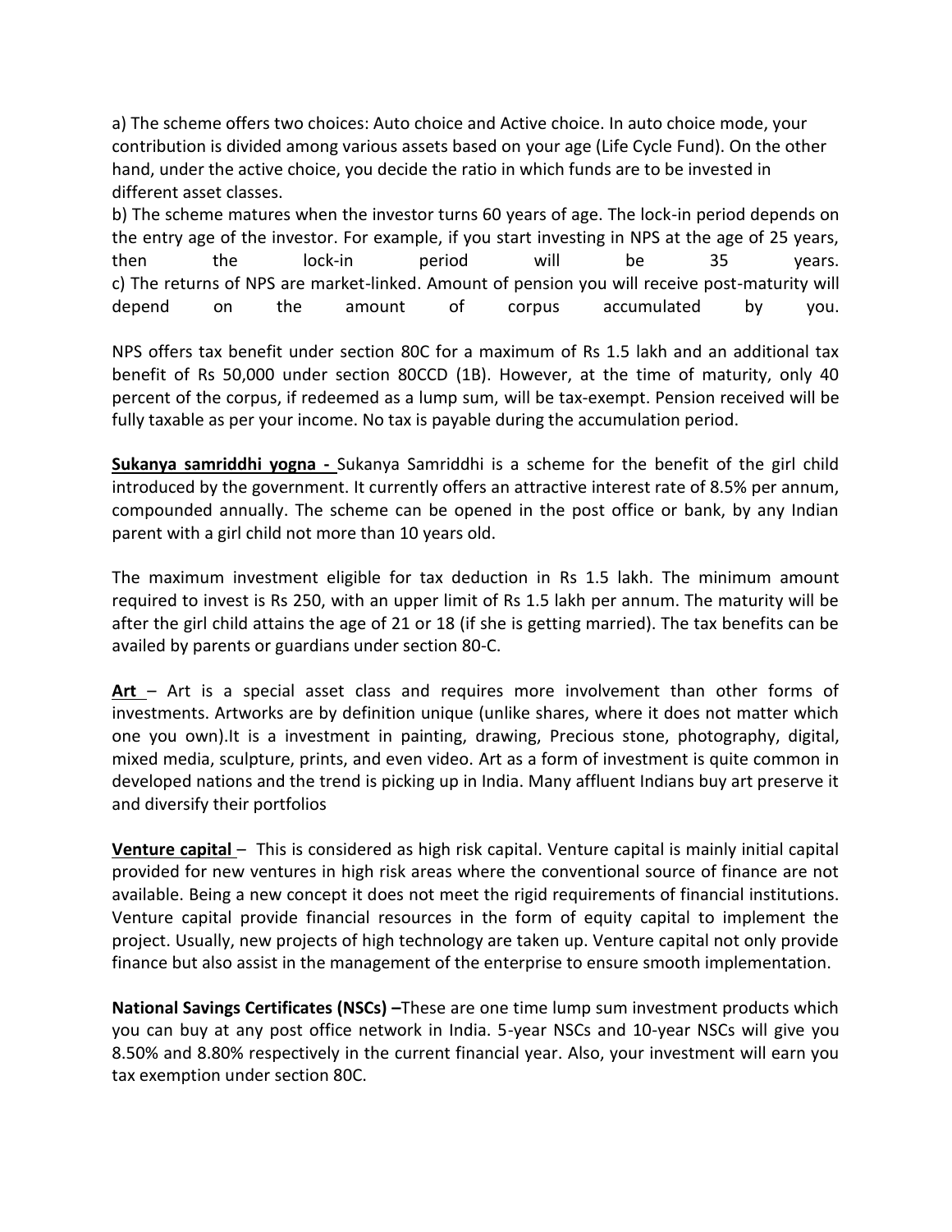a) The scheme offers two choices: Auto choice and Active choice. In auto choice mode, your contribution is divided among various assets based on your age (Life Cycle Fund). On the other hand, under the active choice, you decide the ratio in which funds are to be invested in different asset classes.

b) The scheme matures when the investor turns 60 years of age. The lock-in period depends on the entry age of the investor. For example, if you start investing in NPS at the age of 25 years, then the lock-in period will be 35 years.

c) The returns of NPS are market-linked. Amount of pension you will receive post-maturity will depend on the amount of corpus accumulated by you.

NPS offers tax benefit under section 80C for a maximum of Rs 1.5 lakh and an additional tax benefit of Rs 50,000 under section 80CCD (1B). However, at the time of maturity, only 40 percent of the corpus, if redeemed as a lump sum, will be tax-exempt. Pension received will be fully taxable as per your income. No tax is payable during the accumulation period.

**Sukanya samriddhi yogna -** Sukanya Samriddhi is a scheme for the benefit of the girl child introduced by the government. It currently offers an attractive interest rate of 8.5% per annum, compounded annually. The scheme can be opened in the post office or bank, by any Indian parent with a girl child not more than 10 years old.

The maximum investment eligible for tax deduction in Rs 1.5 lakh. The minimum amount required to invest is Rs 250, with an upper limit of Rs 1.5 lakh per annum. The maturity will be after the girl child attains the age of 21 or 18 (if she is getting married). The tax benefits can be availed by parents or guardians under section 80-C.

**Art** – Art is a special asset class and requires more involvement than other forms of investments. Artworks are by definition unique (unlike shares, where it does not matter which one you own).It is a investment in painting, drawing, Precious stone, photography, digital, mixed media, sculpture, prints, and even video. Art as a form of investment is quite common in developed nations and the trend is picking up in India. Many affluent Indians buy art preserve it and diversify their portfolios

**Venture capital** – This is considered as high risk capital. Venture capital is mainly initial capital provided for new ventures in high risk areas where the conventional source of finance are not available. Being a new concept it does not meet the rigid requirements of financial institutions. Venture capital provide financial resources in the form of equity capital to implement the project. Usually, new projects of high technology are taken up. Venture capital not only provide finance but also assist in the management of the enterprise to ensure smooth implementation.

**National Savings Certificates (NSCs) –**These are one time lump sum investment products which you can buy at any post office network in India. 5-year NSCs and 10-year NSCs will give you 8.50% and 8.80% respectively in the current financial year. Also, your investment will earn you tax exemption under section 80C.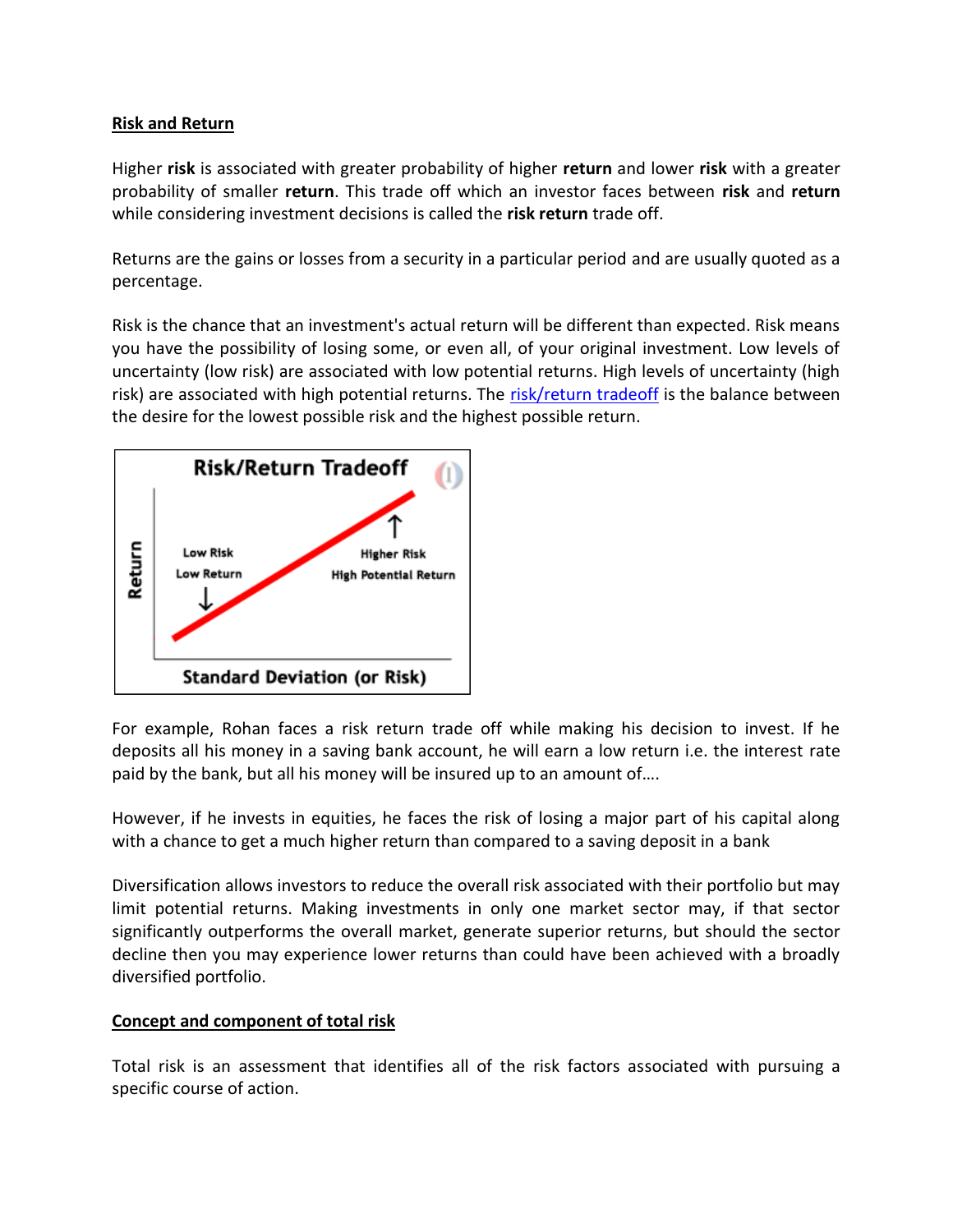**Risk and Return**

Higher **risk** is associated with greater probability of higher **return** and lower **risk** with a greater probability of smaller **return**. This trade off which an investor faces between **risk** and **return** while considering investment decisions is called the **risk return** trade off.

Returns are the gains or losses from a security in a particular period and are usually quoted as a percentage.

Risk is the chance that an investment's actual return will be different than expected. Risk means you have the possibility of losing some, or even all, of your original investment. Low levels of uncertainty (low risk) are associated with low potential returns. High levels of uncertainty (high risk) are associated with high potential returns. The risk/return tradeoff is the balance between the desire for the lowest possible risk and the highest possible return.

For example, Rohan faces a risk return trade off while making his decision to invest. If he deposits all his money in a saving bank account, he will earn a low return i.e. the interest rate paid by the bank, but all his money will be insured up to an amount of….

However, if he invests in equities, he faces the risk of losing a major part of his capital along with a chance to get a much higher return than compared to a saving deposit in a bank

Diversification allows investors to reduce the overall risk associated with their portfolio but may limit potential returns. Making investments in only one market sector may, if that sector significantly outperforms the overall market, generate superior returns, but should the sector decline then you may experience lower returns than could have been achieved with a broadly diversified portfolio.

**Concept and component of total risk**

Total risk is an assessment that identifies all of the risk factors associated with pursuing a specific course of action.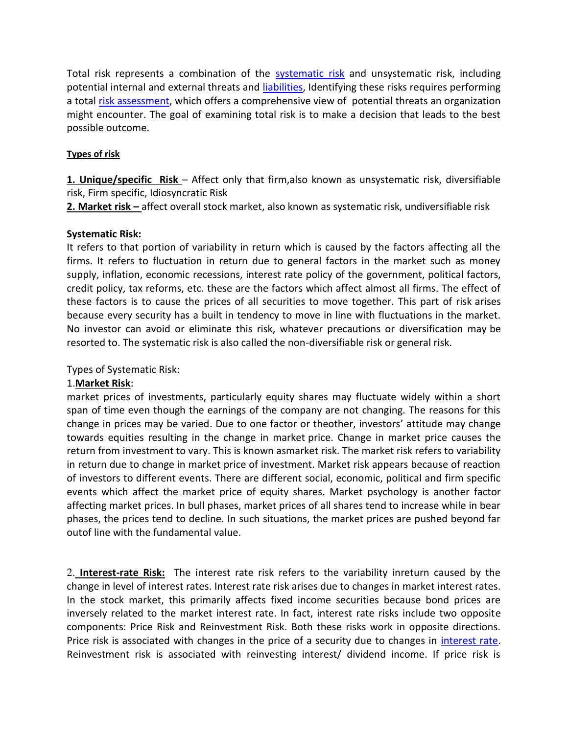Total risk represents a combination of the systematic risk and unsystematic risk, including potential internal and external threats and liabilities, Identifying these risks requires performing a total risk assessment, which offers a comprehensive view of potential threats an organization might encounter. The goal of examining total risk is to make a decision that leads to the best possible outcome.

**Types of risk**

**1. Unique/specific Risk** – Affect only that firm,also known as unsystematic risk, diversifiable risk, Firm specific, Idiosyncratic Risk
**2. Market risk –** affect overall stock market, also known as systematic risk, undiversifiable risk

**Systematic Risk:**
It refers to that portion of variability in return which is caused by the factors affecting all the firms. It refers to fluctuation in return due to general factors in the market such as money supply, inflation, economic recessions, interest rate policy of the government, political factors, credit policy, tax reforms, etc. these are the factors which affect almost all firms. The effect of these factors is to cause the prices of all securities to move together. This part of risk arises because every security has a built in tendency to move in line with fluctuations in the market. No investor can avoid or eliminate this risk, whatever precautions or diversification may be resorted to. The systematic risk is also called the non-diversifiable risk or general risk.

Types of Systematic Risk:
1.**Market Risk**:
market prices of investments, particularly equity shares may fluctuate widely within a short span of time even though the earnings of the company are not changing. The reasons for this change in prices may be varied. Due to one factor or theother, investors' attitude may change towards equities resulting in the change in market price. Change in market price causes the return from investment to vary. This is known asmarket risk. The market risk refers to variability in return due to change in market price of investment. Market risk appears because of reaction of investors to different events. There are different social, economic, political and firm specific events which affect the market price of equity shares. Market psychology is another factor affecting market prices. In bull phases, market prices of all shares tend to increase while in bear phases, the prices tend to decline. In such situations, the market prices are pushed beyond far outof line with the fundamental value.

2. **Interest-rate Risk:** The interest rate risk refers to the variability inreturn caused by the change in level of interest rates. Interest rate risk arises due to changes in market interest rates. In the stock market, this primarily affects fixed income securities because bond prices are inversely related to the market interest rate. In fact, interest rate risks include two opposite components: Price Risk and Reinvestment Risk. Both these risks work in opposite directions. Price risk is associated with changes in the price of a security due to changes in interest rate. Reinvestment risk is associated with reinvesting interest/ dividend income. If price risk is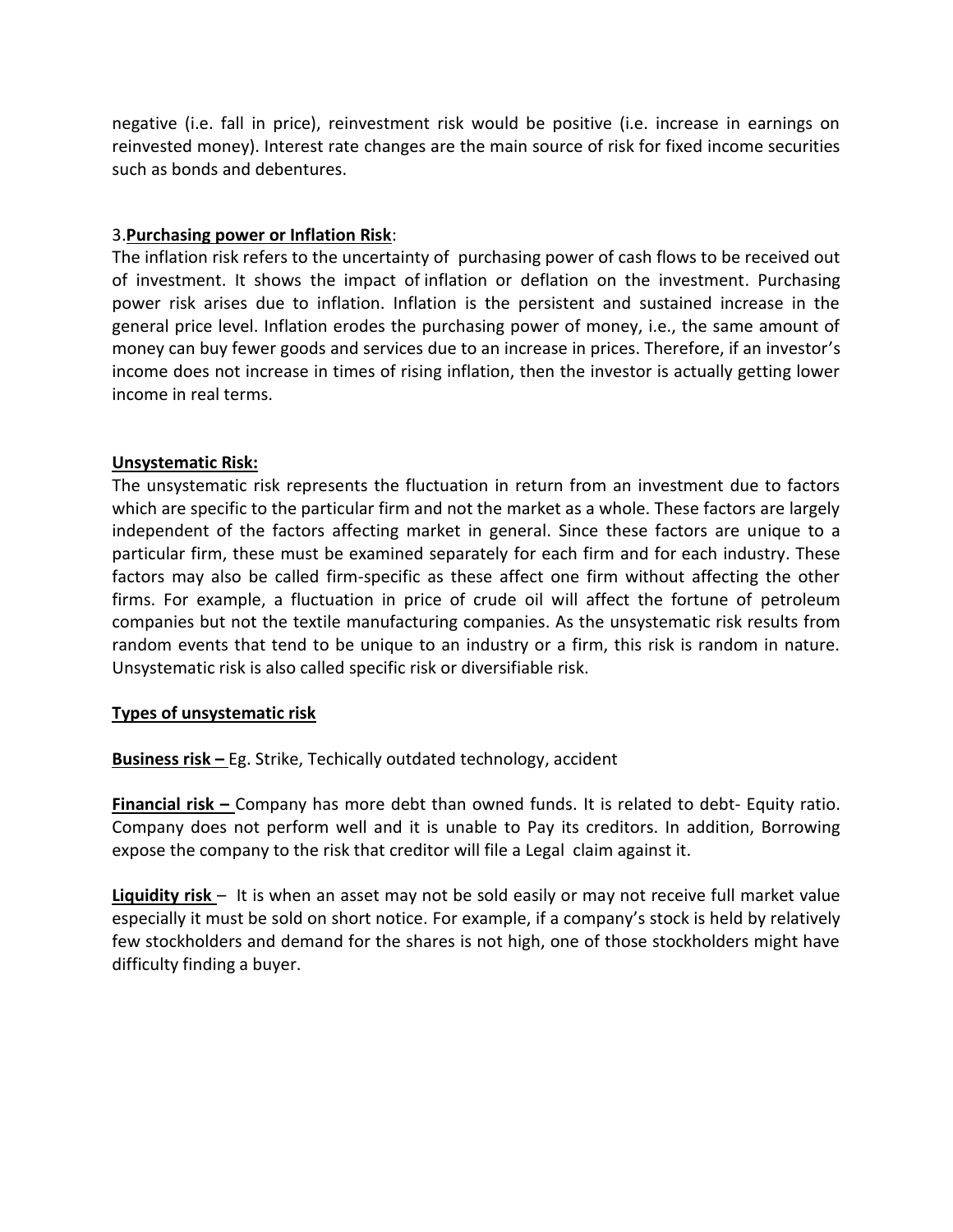negative (i.e. fall in price), reinvestment risk would be positive (i.e. increase in earnings on reinvested money). Interest rate changes are the main source of risk for fixed income securities such as bonds and debentures.

3.**Purchasing power or Inflation Risk**:

The inflation risk refers to the uncertainty of purchasing power of cash flows to be received out of investment. It shows the impact of inflation or deflation on the investment. Purchasing power risk arises due to inflation. Inflation is the persistent and sustained increase in the general price level. Inflation erodes the purchasing power of money, i.e., the same amount of money can buy fewer goods and services due to an increase in prices. Therefore, if an investor's income does not increase in times of rising inflation, then the investor is actually getting lower income in real terms.

**Unsystematic Risk:**

The unsystematic risk represents the fluctuation in return from an investment due to factors which are specific to the particular firm and not the market as a whole. These factors are largely independent of the factors affecting market in general. Since these factors are unique to a particular firm, these must be examined separately for each firm and for each industry. These factors may also be called firm-specific as these affect one firm without affecting the other firms. For example, a fluctuation in price of crude oil will affect the fortune of petroleum companies but not the textile manufacturing companies. As the unsystematic risk results from random events that tend to be unique to an industry or a firm, this risk is random in nature. Unsystematic risk is also called specific risk or diversifiable risk.

**Types of unsystematic risk**

**Business risk –** Eg. Strike, Techically outdated technology, accident

**Financial risk –** Company has more debt than owned funds. It is related to debt- Equity ratio. Company does not perform well and it is unable to Pay its creditors. In addition, Borrowing expose the company to the risk that creditor will file a Legal claim against it.

**Liquidity risk** – It is when an asset may not be sold easily or may not receive full market value especially it must be sold on short notice. For example, if a company's stock is held by relatively few stockholders and demand for the shares is not high, one of those stockholders might have difficulty finding a buyer.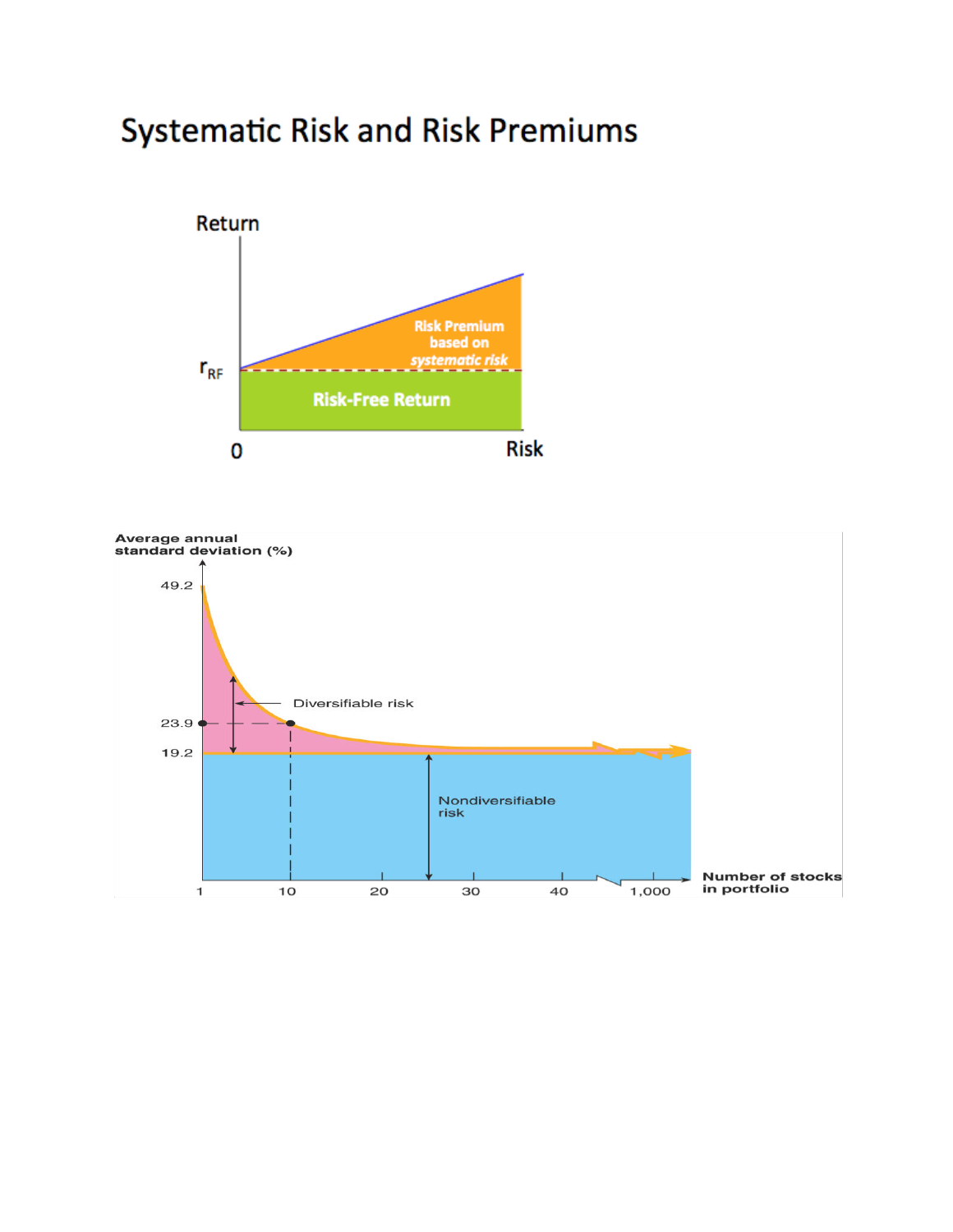# Systematic Risk and Risk Premiums

Return

$r_{RF}$

Risk Premium based on *systematic risk*

Risk-Free Return

0

Risk

Average annual standard deviation (%)

49.2

23.9

19.2

Diversifiable risk

Nondiversifiable risk

1

10

20

30

40

1,000

Number of stocks in portfolio